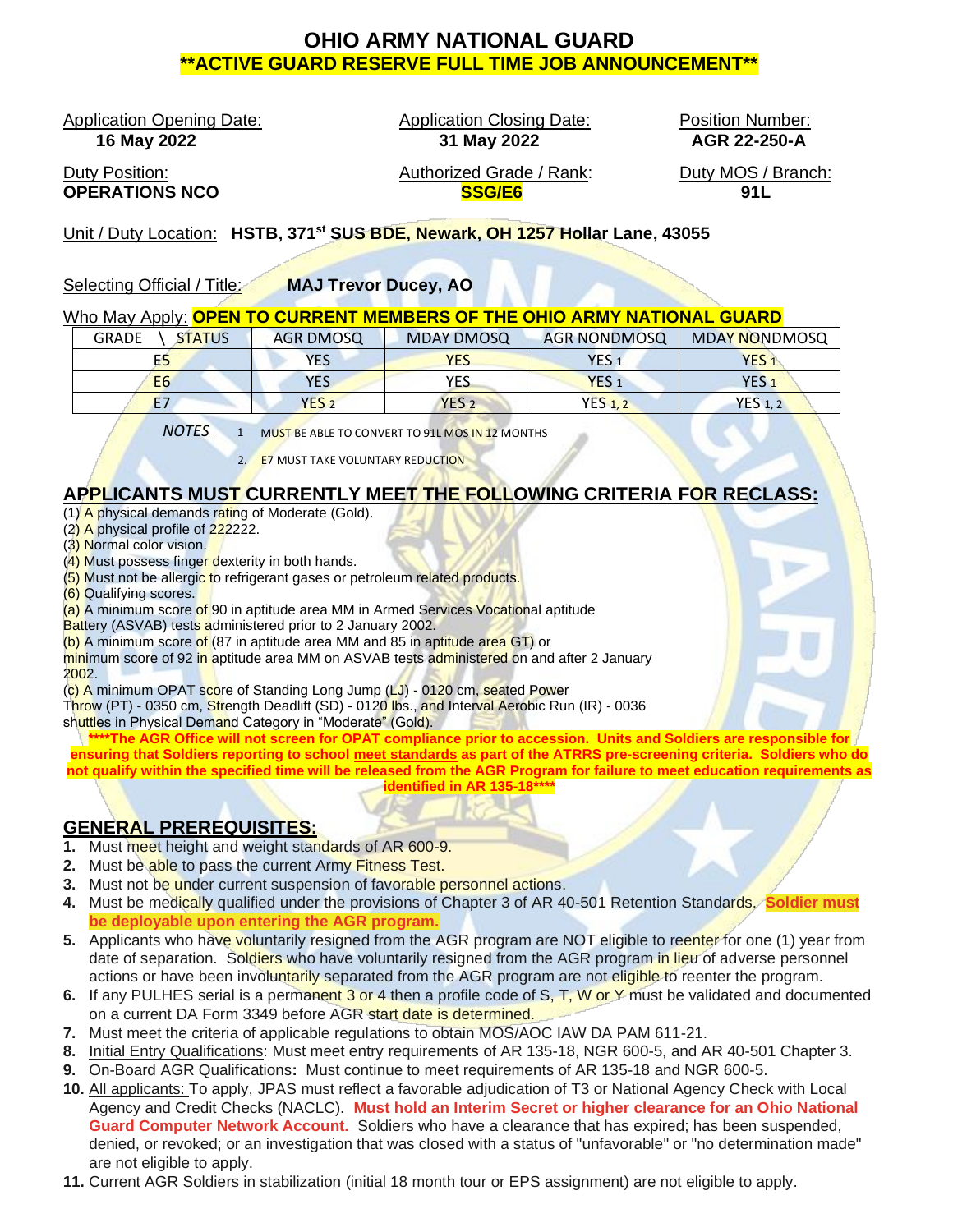# OHIO ARMY NATIONAL GUARD

## **ACTIVE GUARD RESERVE FULL TIME JOB ANNOUNCEMENT**

Application Opening Date: **16 May 2022**

Application Closing Date: **31 May 2022**

Position Number: **AGR 22-250-A**

Duty Position: **OPERATIONS NCO**

Authorized Grade / Rank: **SSG/E6**

Duty MOS / Branch: **91L**

Unit / Duty Location: **HSTB, 371st SUS BDE, Newark, OH 1257 Hollar Lane, 43055**

Selecting Official / Title: **MAJ Trevor Ducey, AO**

Who May Apply: **OPEN TO CURRENT MEMBERS OF THE OHIO ARMY NATIONAL GUARD**

| GRADE \ STATUS | AGR DMOSQ | MDAY DMOSQ | AGR NONDMOSQ | MDAY NONDMOSQ |
|---|---|---|---|---|
| E5 | YES | YES | YES 1 | YES 1 |
| E6 | YES | YES | YES 1 | YES 1 |
| E7 | YES 2 | YES 2 | YES 1, 2 | YES 1, 2 |

*NOTES*
1. MUST BE ABLE TO CONVERT TO 91L MOS IN 12 MONTHS
2. E7 MUST TAKE VOLUNTARY REDUCTION

## APPLICANTS MUST CURRENTLY MEET THE FOLLOWING CRITERIA FOR RECLASS:

(1) A physical demands rating of Moderate (Gold).
(2) A physical profile of 222222.
(3) Normal color vision.
(4) Must possess finger dexterity in both hands.
(5) Must not be allergic to refrigerant gases or petroleum related products.
(6) Qualifying scores.
(a) A minimum score of 90 in aptitude area MM in Armed Services Vocational aptitude Battery (ASVAB) tests administered prior to 2 January 2002.
(b) A minimum score of (87 in aptitude area MM and 85 in aptitude area GT) or minimum score of 92 in aptitude area MM on ASVAB tests administered on and after 2 January 2002.
(c) A minimum OPAT score of Standing Long Jump (LJ) - 0120 cm, seated Power Throw (PT) - 0350 cm, Strength Deadlift (SD) - 0120 lbs., and Interval Aerobic Run (IR) - 0036 shuttles in Physical Demand Category in "Moderate" (Gold).

**\*\*\*\*The AGR Office will not screen for OPAT compliance prior to accession. Units and Soldiers are responsible for ensuring that Soldiers reporting to school-meet standards as part of the ATRRS pre-screening criteria. Soldiers who do not qualify within the specified time will be released from the AGR Program for failure to meet education requirements as identified in AR 135-18\*\*\*\***

## GENERAL PREREQUISITES:

1. Must meet height and weight standards of AR 600-9.
2. Must be able to pass the current Army Fitness Test.
3. Must not be under current suspension of favorable personnel actions.
4. Must be medically qualified under the provisions of Chapter 3 of AR 40-501 Retention Standards. **Soldier must be deployable upon entering the AGR program.**
5. Applicants who have voluntarily resigned from the AGR program are NOT eligible to reenter for one (1) year from date of separation. Soldiers who have voluntarily resigned from the AGR program in lieu of adverse personnel actions or have been involuntarily separated from the AGR program are not eligible to reenter the program.
6. If any PULHES serial is a permanent 3 or 4 then a profile code of S, T, W or Y must be validated and documented on a current DA Form 3349 before AGR start date is determined.
7. Must meet the criteria of applicable regulations to obtain MOS/AOC IAW DA PAM 611-21.
8. Initial Entry Qualifications: Must meet entry requirements of AR 135-18, NGR 600-5, and AR 40-501 Chapter 3.
9. On-Board AGR Qualifications**:** Must continue to meet requirements of AR 135-18 and NGR 600-5.
10. All applicants: To apply, JPAS must reflect a favorable adjudication of T3 or National Agency Check with Local Agency and Credit Checks (NACLC). **Must hold an Interim Secret or higher clearance for an Ohio National Guard Computer Network Account.** Soldiers who have a clearance that has expired; has been suspended, denied, or revoked; or an investigation that was closed with a status of "unfavorable" or "no determination made" are not eligible to apply.
11. Current AGR Soldiers in stabilization (initial 18 month tour or EPS assignment) are not eligible to apply.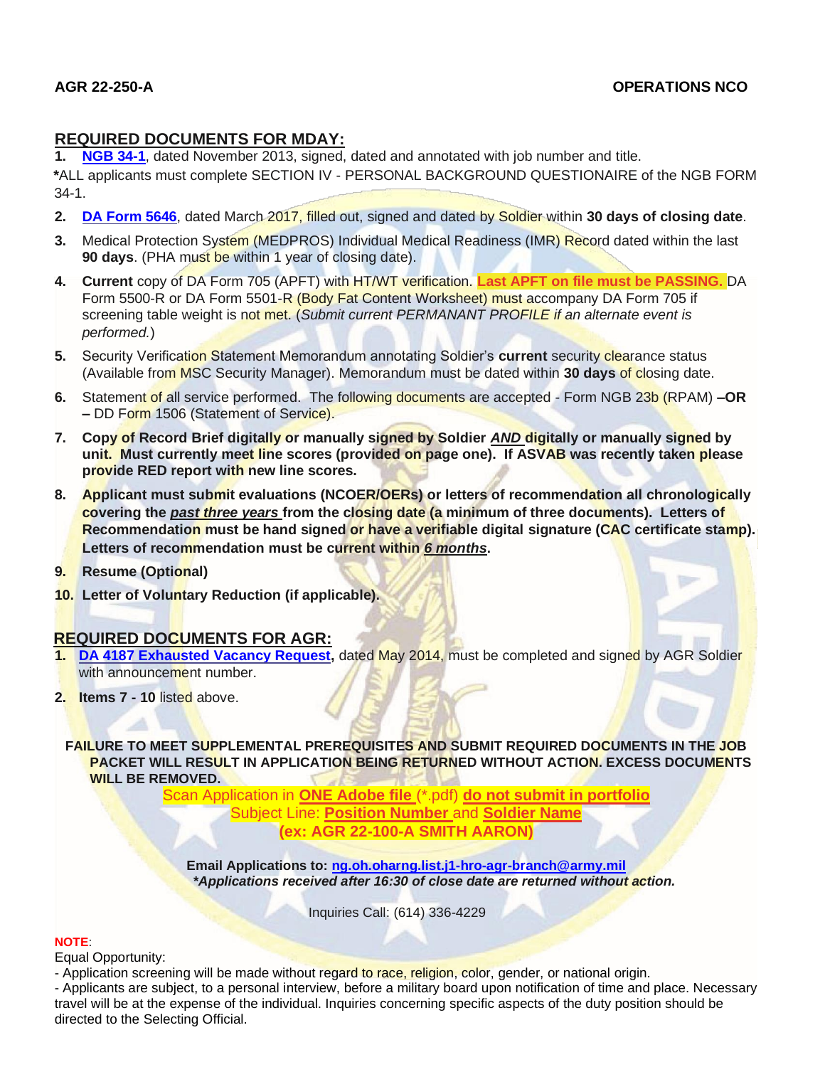**AGR 22-250-A** **OPERATIONS NCO**

## REQUIRED DOCUMENTS FOR MDAY:

1. **NGB 34-1**, dated November 2013, signed, dated and annotated with job number and title.

***ALL applicants must complete SECTION IV - PERSONAL BACKGROUND QUESTIONAIRE of the NGB FORM 34-1.**

2. **DA Form 5646**, dated March 2017, filled out, signed and dated by Soldier within **30 days of closing date**.
3. Medical Protection System (MEDPROS) Individual Medical Readiness (IMR) Record dated within the last **90 days**. (PHA must be within 1 year of closing date).
4. **Current** copy of DA Form 705 (APFT) with HT/WT verification. **Last APFT on file must be PASSING.** DA Form 5500-R or DA Form 5501-R (Body Fat Content Worksheet) must accompany DA Form 705 if screening table weight is not met. (*Submit current PERMANANT PROFILE if an alternate event is performed.*)
5. Security Verification Statement Memorandum annotating Soldier's **current** security clearance status (Available from MSC Security Manager). Memorandum must be dated within **30 days** of closing date.
6. Statement of all service performed. The following documents are accepted - Form NGB 23b (RPAM) **–OR –** DD Form 1506 (Statement of Service).
7. **Copy of Record Brief digitally or manually signed by Soldier *AND* digitally or manually signed by unit. Must currently meet line scores (provided on page one). If ASVAB was recently taken please provide RED report with new line scores.**
8. **Applicant must submit evaluations (NCOER/OERs) or letters of recommendation all chronologically covering the *past three years* from the closing date (a minimum of three documents). Letters of Recommendation must be hand signed or have a verifiable digital signature (CAC certificate stamp). Letters of recommendation must be current within *6 months*.**
9. **Resume (Optional)**
10. **Letter of Voluntary Reduction (if applicable).**

## REQUIRED DOCUMENTS FOR AGR:

1. **DA 4187 Exhausted Vacancy Request,** dated May 2014, must be completed and signed by AGR Soldier with announcement number.
2. **Items 7 - 10** listed above.

**FAILURE TO MEET SUPPLEMENTAL PREREQUISITES AND SUBMIT REQUIRED DOCUMENTS IN THE JOB PACKET WILL RESULT IN APPLICATION BEING RETURNED WITHOUT ACTION. EXCESS DOCUMENTS WILL BE REMOVED.**

Scan Application in **ONE Adobe file** (*.pdf) **do not submit in portfolio**

Subject Line: **Position Number** and **Soldier Name**

**(ex: AGR 22-100-A SMITH AARON)**

**Email Applications to: ng.oh.oharng.list.j1-hro-agr-branch@army.mil**

***\*Applications received after 16:30 of close date are returned without action.***

Inquiries Call: (614) 336-4229

**NOTE**:

Equal Opportunity:

- Application screening will be made without regard to race, religion, color, gender, or national origin.
- Applicants are subject, to a personal interview, before a military board upon notification of time and place. Necessary travel will be at the expense of the individual. Inquiries concerning specific aspects of the duty position should be directed to the Selecting Official.